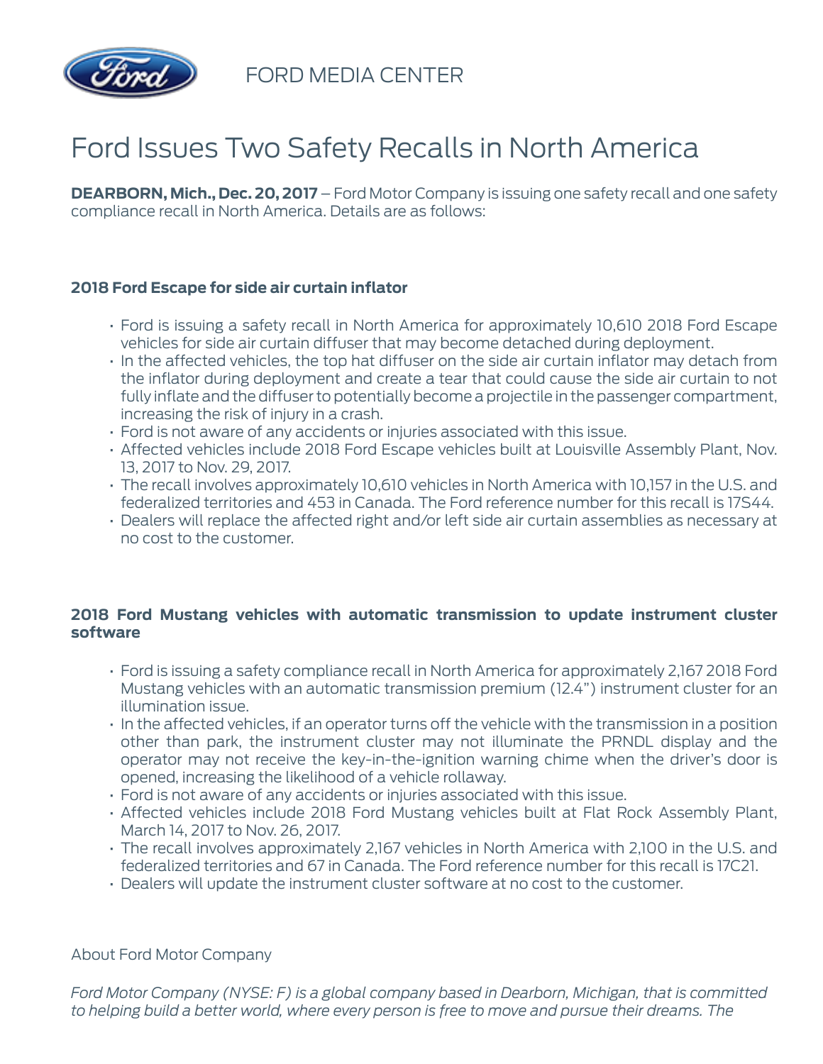FORD MEDIA CENTER

# Ford Issues Two Safety Recalls in North America

**DEARBORN, Mich., Dec. 20, 2017** – Ford Motor Company is issuing one safety recall and one safety compliance recall in North America. Details are as follows:

### 2018 Ford Escape for side air curtain inflator

- Ford is issuing a safety recall in North America for approximately 10,610 2018 Ford Escape vehicles for side air curtain diffuser that may become detached during deployment.
- In the affected vehicles, the top hat diffuser on the side air curtain inflator may detach from the inflator during deployment and create a tear that could cause the side air curtain to not fully inflate and the diffuser to potentially become a projectile in the passenger compartment, increasing the risk of injury in a crash.
- Ford is not aware of any accidents or injuries associated with this issue.
- Affected vehicles include 2018 Ford Escape vehicles built at Louisville Assembly Plant, Nov. 13, 2017 to Nov. 29, 2017.
- The recall involves approximately 10,610 vehicles in North America with 10,157 in the U.S. and federalized territories and 453 in Canada. The Ford reference number for this recall is 17S44.
- Dealers will replace the affected right and/or left side air curtain assemblies as necessary at no cost to the customer.

### 2018 Ford Mustang vehicles with automatic transmission to update instrument cluster software

- Ford is issuing a safety compliance recall in North America for approximately 2,167 2018 Ford Mustang vehicles with an automatic transmission premium (12.4") instrument cluster for an illumination issue.
- In the affected vehicles, if an operator turns off the vehicle with the transmission in a position other than park, the instrument cluster may not illuminate the PRNDL display and the operator may not receive the key-in-the-ignition warning chime when the driver's door is opened, increasing the likelihood of a vehicle rollaway.
- Ford is not aware of any accidents or injuries associated with this issue.
- Affected vehicles include 2018 Ford Mustang vehicles built at Flat Rock Assembly Plant, March 14, 2017 to Nov. 26, 2017.
- The recall involves approximately 2,167 vehicles in North America with 2,100 in the U.S. and federalized territories and 67 in Canada. The Ford reference number for this recall is 17C21.
- Dealers will update the instrument cluster software at no cost to the customer.

About Ford Motor Company

*Ford Motor Company (NYSE: F) is a global company based in Dearborn, Michigan, that is committed to helping build a better world, where every person is free to move and pursue their dreams. The*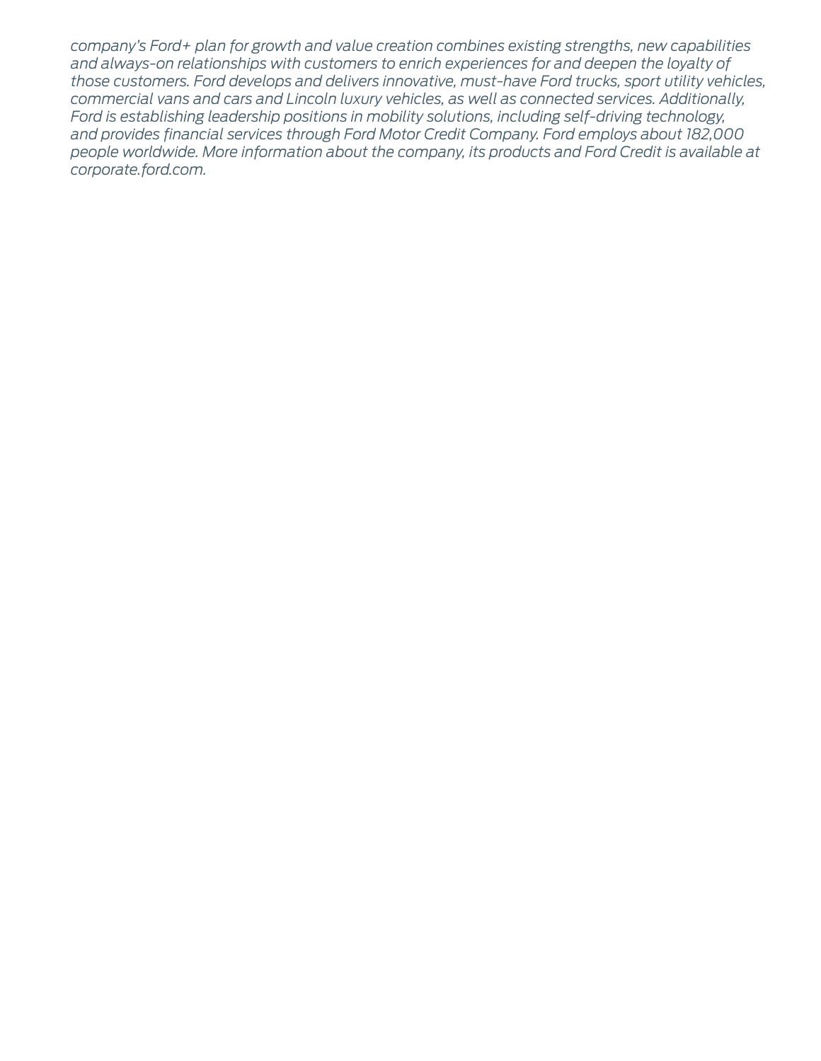*company's Ford+ plan for growth and value creation combines existing strengths, new capabilities and always-on relationships with customers to enrich experiences for and deepen the loyalty of those customers. Ford develops and delivers innovative, must-have Ford trucks, sport utility vehicles, commercial vans and cars and Lincoln luxury vehicles, as well as connected services. Additionally, Ford is establishing leadership positions in mobility solutions, including self-driving technology, and provides financial services through Ford Motor Credit Company. Ford employs about 182,000 people worldwide. More information about the company, its products and Ford Credit is available at corporate.ford.com.*